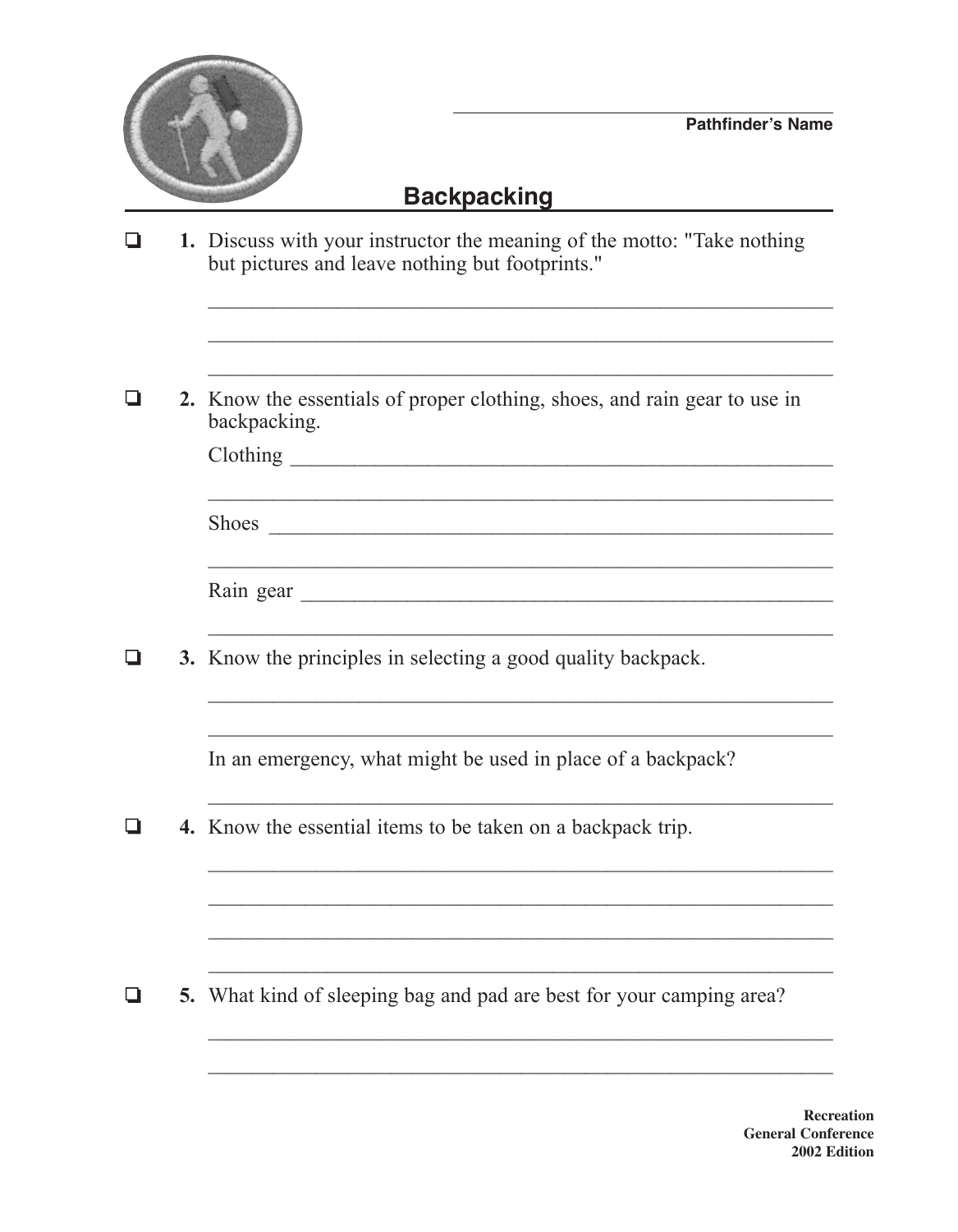Pathfinder's Name

# Backpacking

- [ ] **1.** Discuss with your instructor the meaning of the motto: "Take nothing but pictures and leave nothing but footprints."

- [ ] **2.** Know the essentials of proper clothing, shoes, and rain gear to use in backpacking.

  Clothing

  Shoes

  Rain gear

- [ ] **3.** Know the principles in selecting a good quality backpack.

  In an emergency, what might be used in place of a backpack?

- [ ] **4.** Know the essential items to be taken on a backpack trip.

- [ ] **5.** What kind of sleeping bag and pad are best for your camping area?

**Recreation**
**General Conference**
**2002 Edition**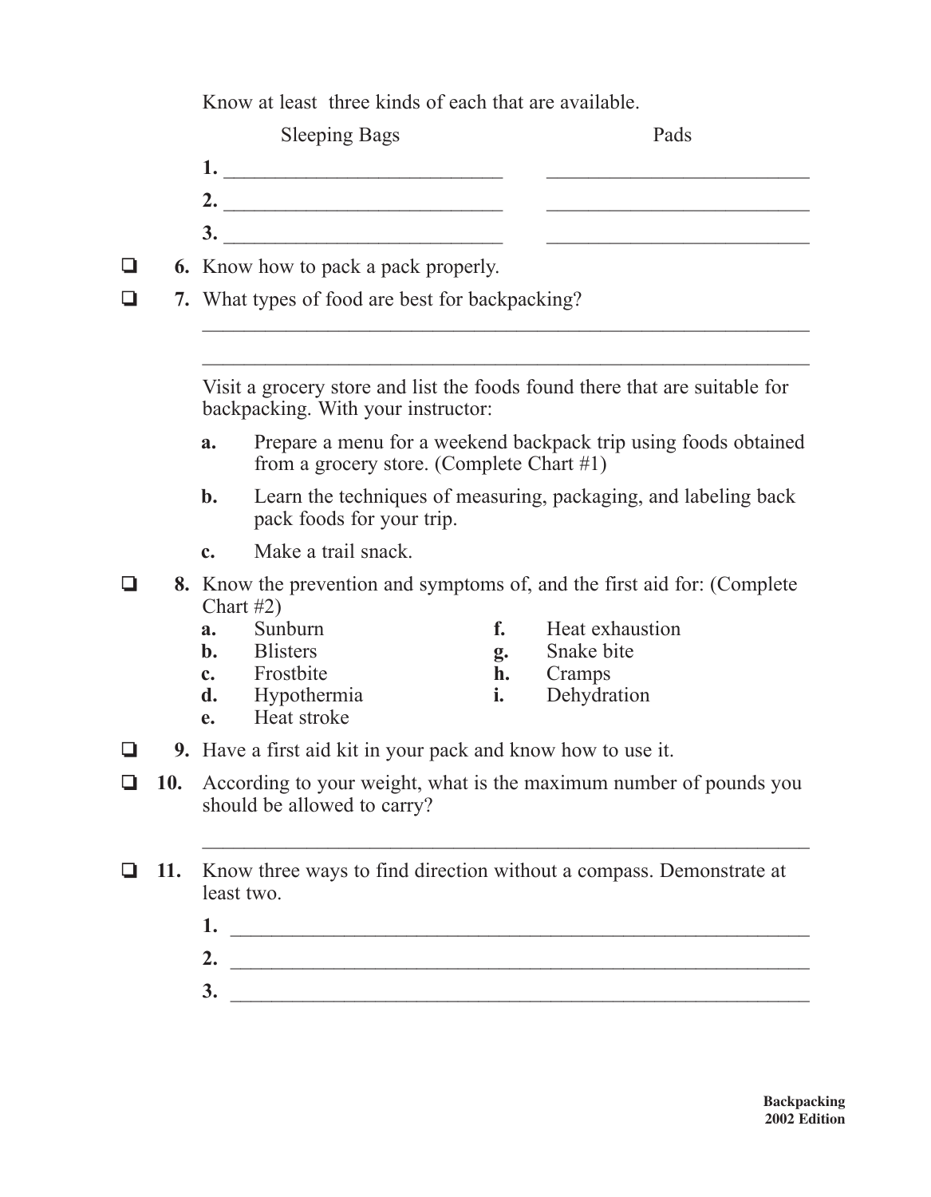Know at least three kinds of each that are available.

| | Sleeping Bags | Pads |
|---|---|---|
| **1.** | ___________________________ | ___________________________ |
| **2.** | ___________________________ | ___________________________ |
| **3.** | ___________________________ | ___________________________ |

❑ **6.** Know how to pack a pack properly.

❑ **7.** What types of food are best for backpacking?

_______________________________________________________________

_______________________________________________________________

Visit a grocery store and list the foods found there that are suitable for backpacking. With your instructor:

- **a.** Prepare a menu for a weekend backpack trip using foods obtained from a grocery store. (Complete Chart #1)
- **b.** Learn the techniques of measuring, packaging, and labeling back pack foods for your trip.
- **c.** Make a trail snack.

❑ **8.** Know the prevention and symptoms of, and the first aid for: (Complete Chart #2)

- **a.** Sunburn
- **b.** Blisters
- **c.** Frostbite
- **d.** Hypothermia
- **e.** Heat stroke
- **f.** Heat exhaustion
- **g.** Snake bite
- **h.** Cramps
- **i.** Dehydration

❑ **9.** Have a first aid kit in your pack and know how to use it.

❑ **10.** According to your weight, what is the maximum number of pounds you should be allowed to carry?

_______________________________________________________________

❑ **11.** Know three ways to find direction without a compass. Demonstrate at least two.

**1.** _______________________________________________________________

**2.** _______________________________________________________________

**3.** _______________________________________________________________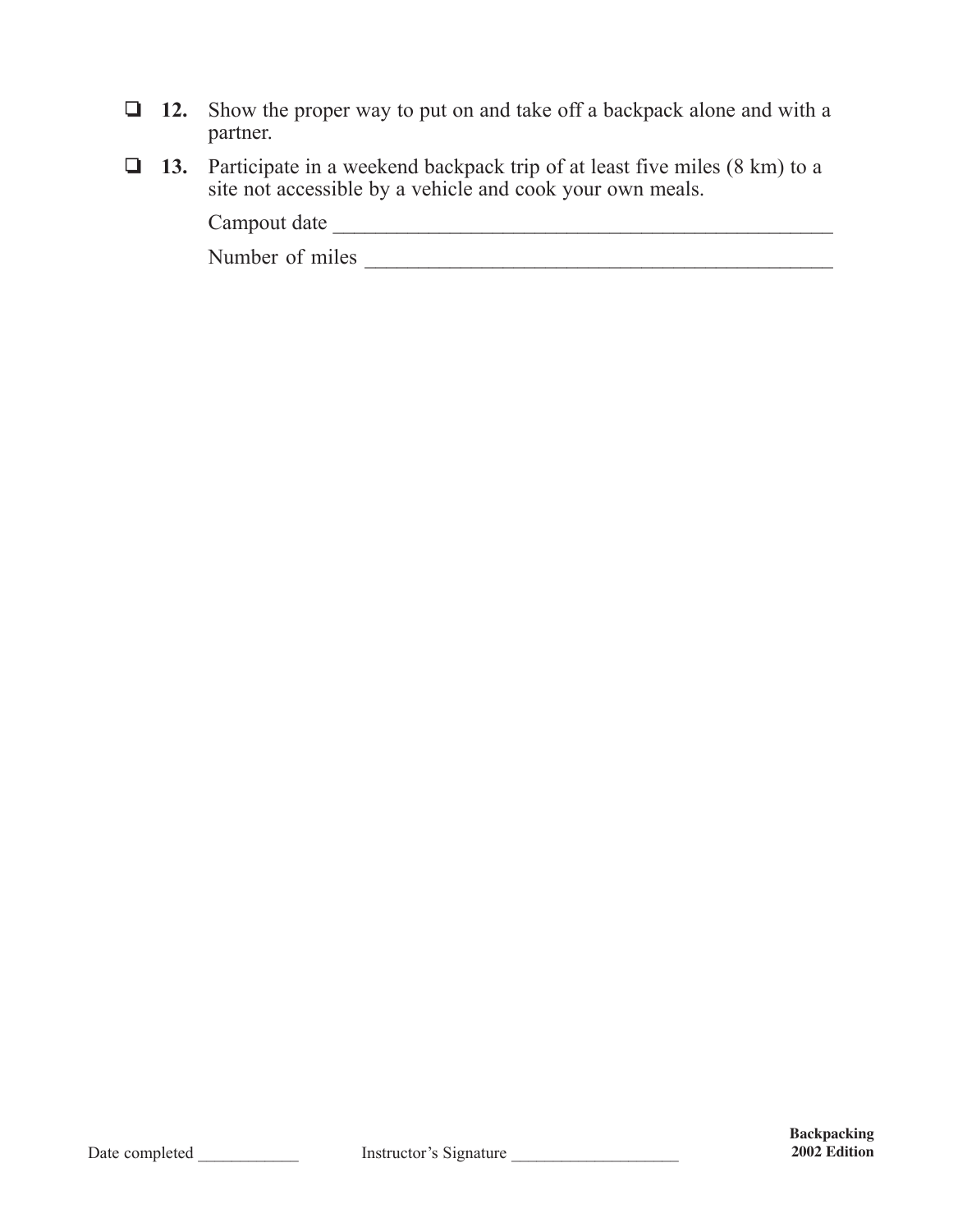- [ ] **12.** Show the proper way to put on and take off a backpack alone and with a partner.

- [ ] **13.** Participate in a weekend backpack trip of at least five miles (8 km) to a site not accessible by a vehicle and cook your own meals.

  Campout date ______________________________________________

  Number of miles ____________________________________________

Date completed ____________ Instructor's Signature ___________________

**Backpacking**
**2002 Edition**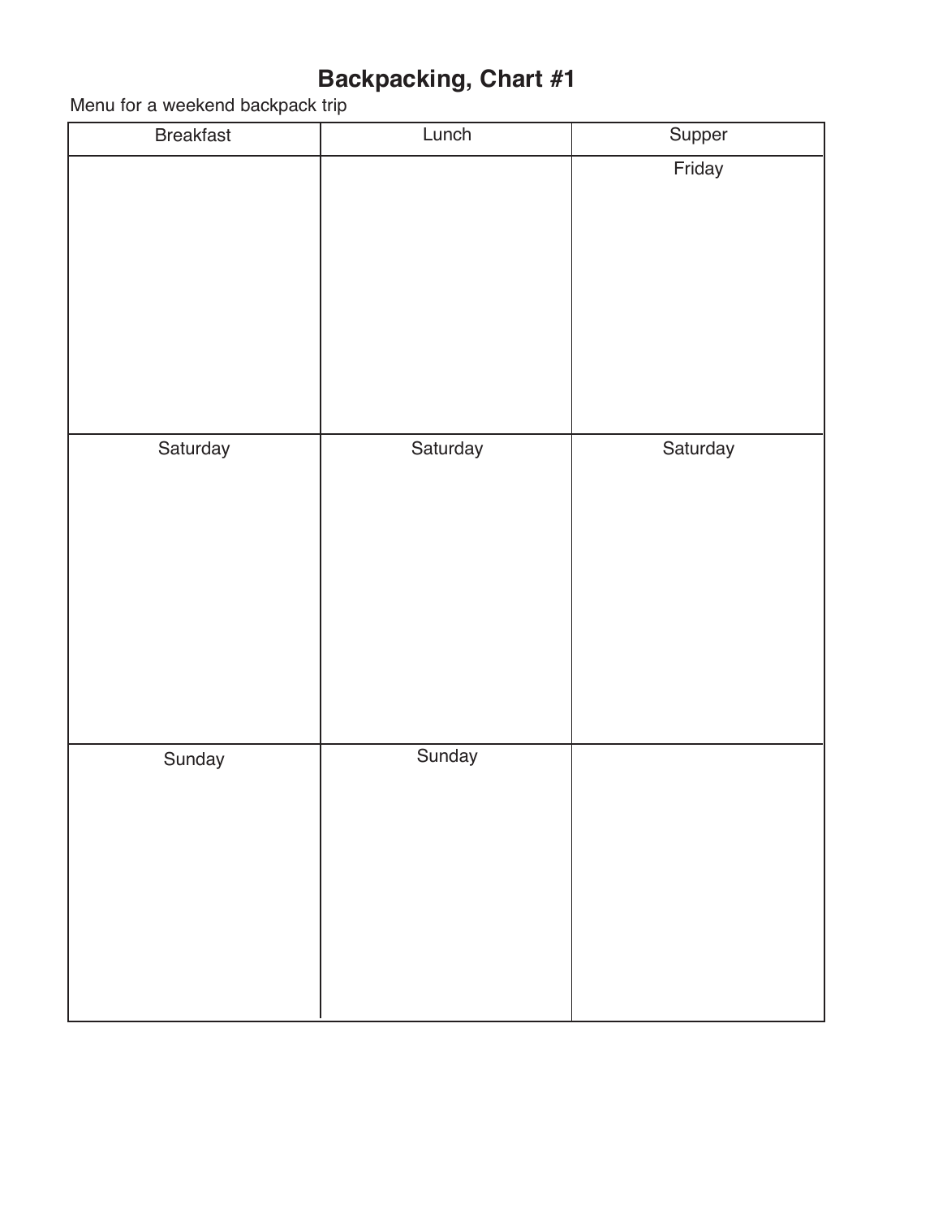# Backpacking, Chart #1

Menu for a weekend backpack trip

| Breakfast | Lunch | Supper |
|---|---|---|
| | | Friday |
| Saturday | Saturday | Saturday |
| Sunday | Sunday | |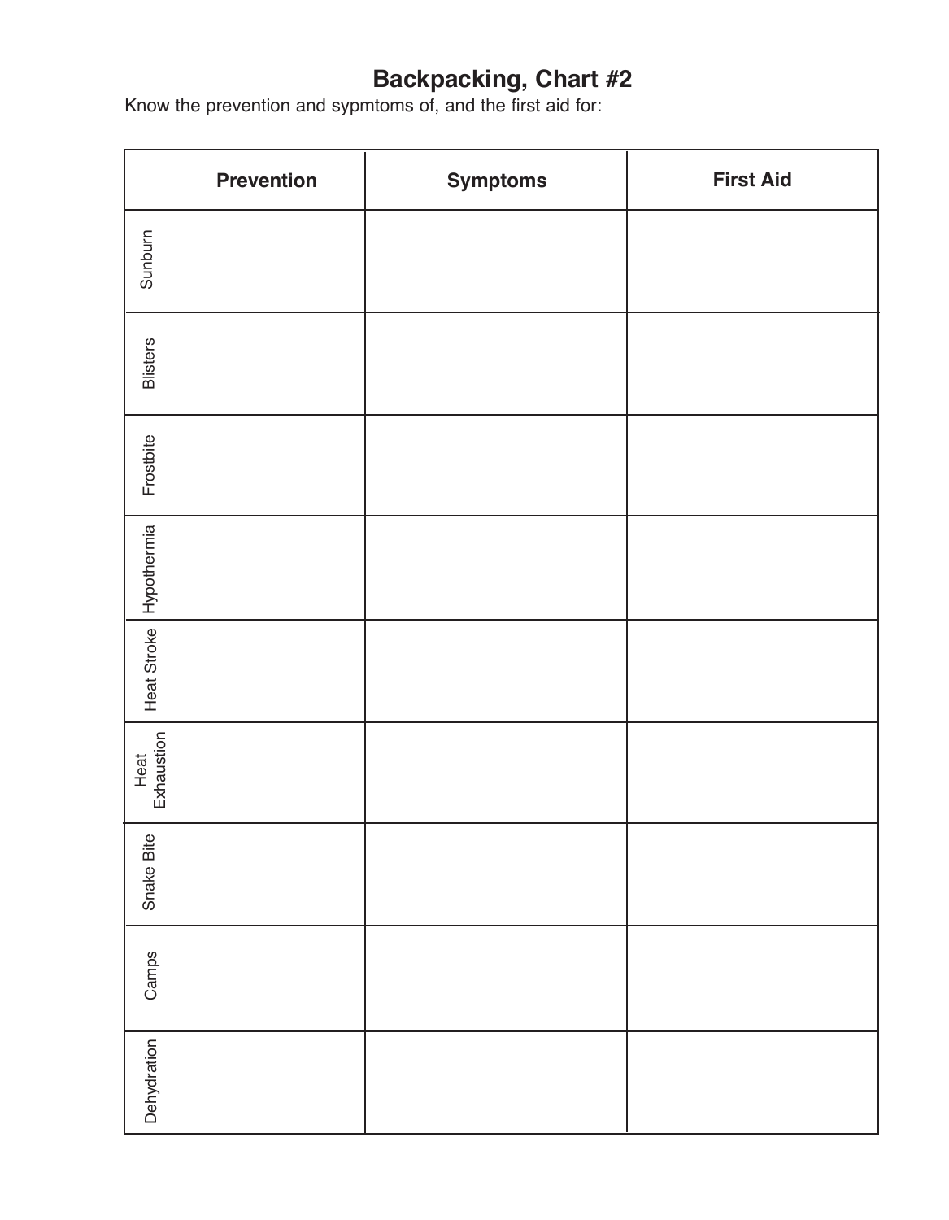# Backpacking, Chart #2

Know the prevention and sypmtoms of, and the first aid for:

| | Prevention | Symptoms | First Aid |
|---|---|---|---|
| Sunburn | | | |
| Blisters | | | |
| Frostbite | | | |
| Hypothermia | | | |
| Heat Stroke | | | |
| Heat Exhaustion | | | |
| Snake Bite | | | |
| Camps | | | |
| Dehydration | | | |